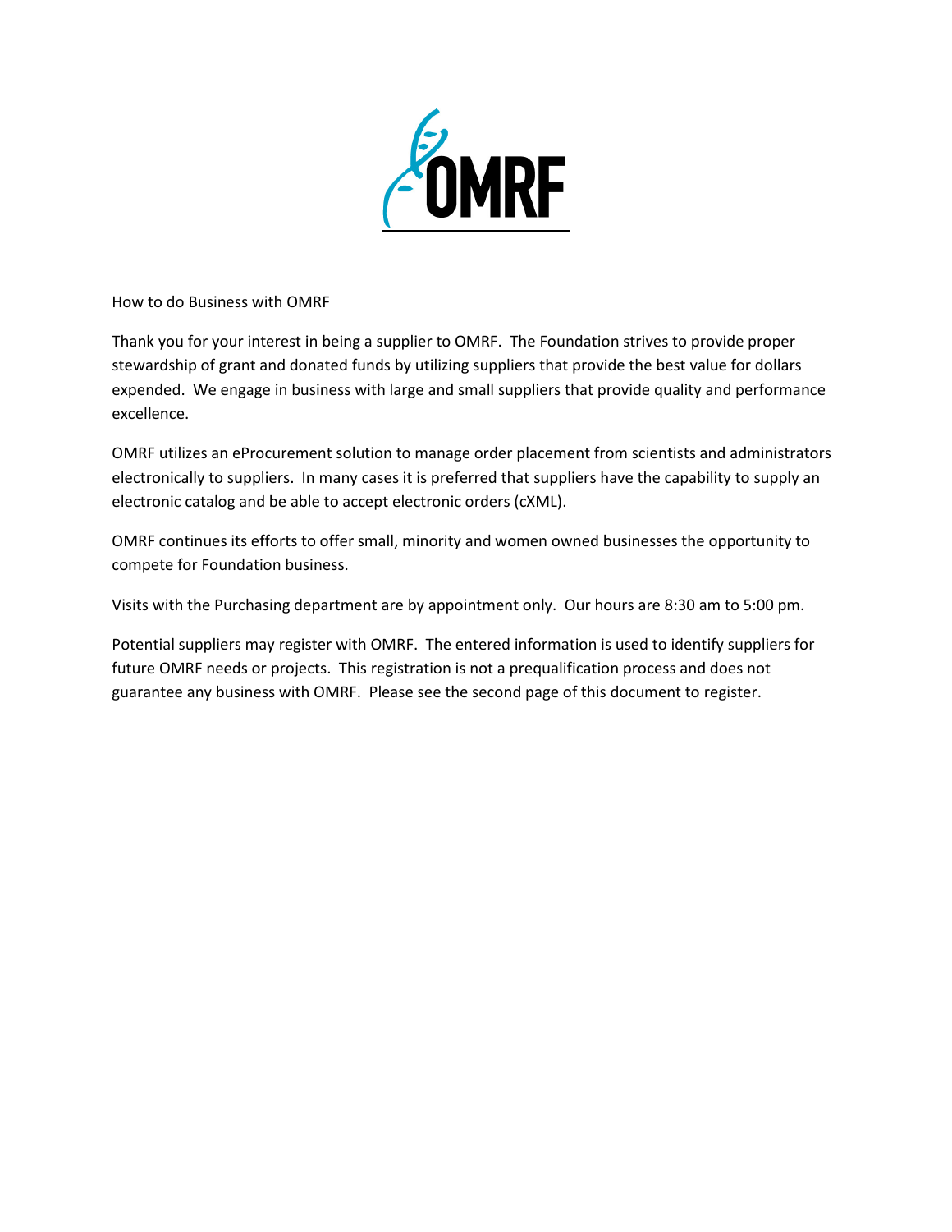OMRF

## How to do Business with OMRF

Thank you for your interest in being a supplier to OMRF. The Foundation strives to provide proper stewardship of grant and donated funds by utilizing suppliers that provide the best value for dollars expended. We engage in business with large and small suppliers that provide quality and performance excellence.

OMRF utilizes an eProcurement solution to manage order placement from scientists and administrators electronically to suppliers. In many cases it is preferred that suppliers have the capability to supply an electronic catalog and be able to accept electronic orders (cXML).

OMRF continues its efforts to offer small, minority and women owned businesses the opportunity to compete for Foundation business.

Visits with the Purchasing department are by appointment only. Our hours are 8:30 am to 5:00 pm.

Potential suppliers may register with OMRF. The entered information is used to identify suppliers for future OMRF needs or projects. This registration is not a prequalification process and does not guarantee any business with OMRF. Please see the second page of this document to register.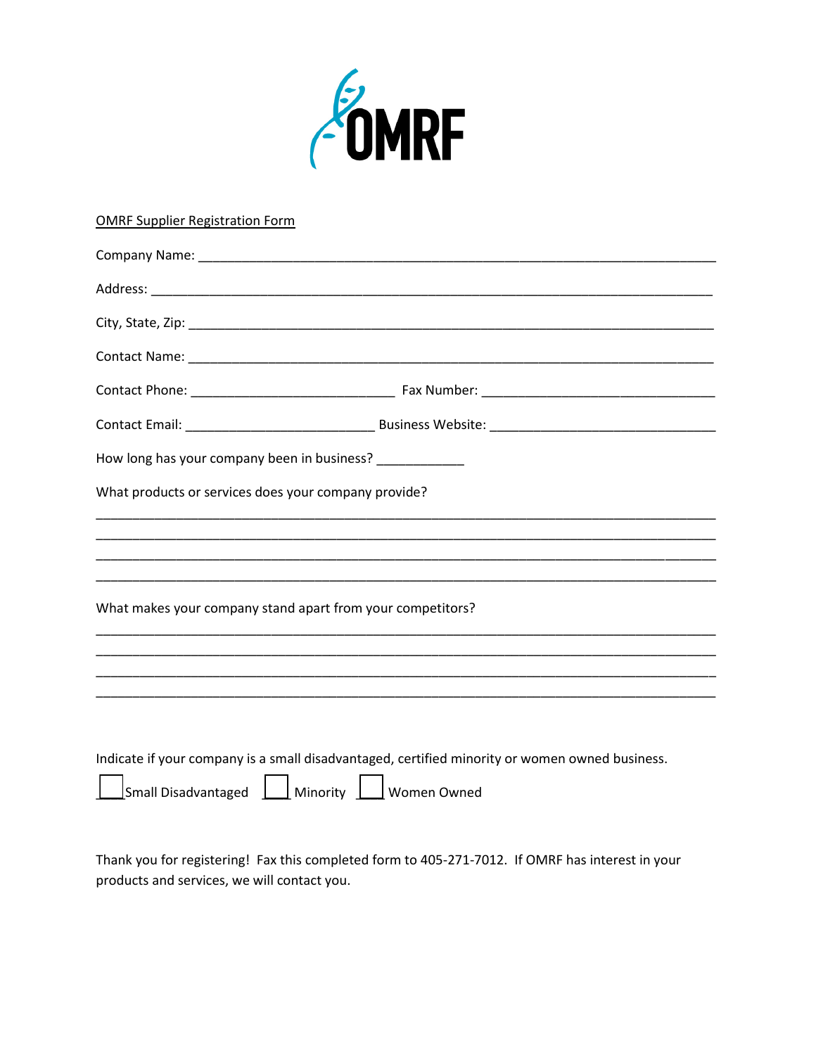OMRF

OMRF Supplier Registration Form

Company Name: ___________________________________________________________________

Address: _______________________________________________________________________

City, State, Zip: _________________________________________________________________

Contact Name: ___________________________________________________________________

Contact Phone: ___________________________ Fax Number: ______________________________

Contact Email: _________________________ Business Website: _____________________________

How long has your company been in business? ___________

What products or services does your company provide?

___________________________________________________________________________________

___________________________________________________________________________________

___________________________________________________________________________________

___________________________________________________________________________________

What makes your company stand apart from your competitors?

___________________________________________________________________________________

___________________________________________________________________________________

___________________________________________________________________________________

___________________________________________________________________________________

Indicate if your company is a small disadvantaged, certified minority or women owned business.

☐ Small Disadvantaged ☐ Minority ☐ Women Owned

Thank you for registering! Fax this completed form to 405-271-7012. If OMRF has interest in your products and services, we will contact you.